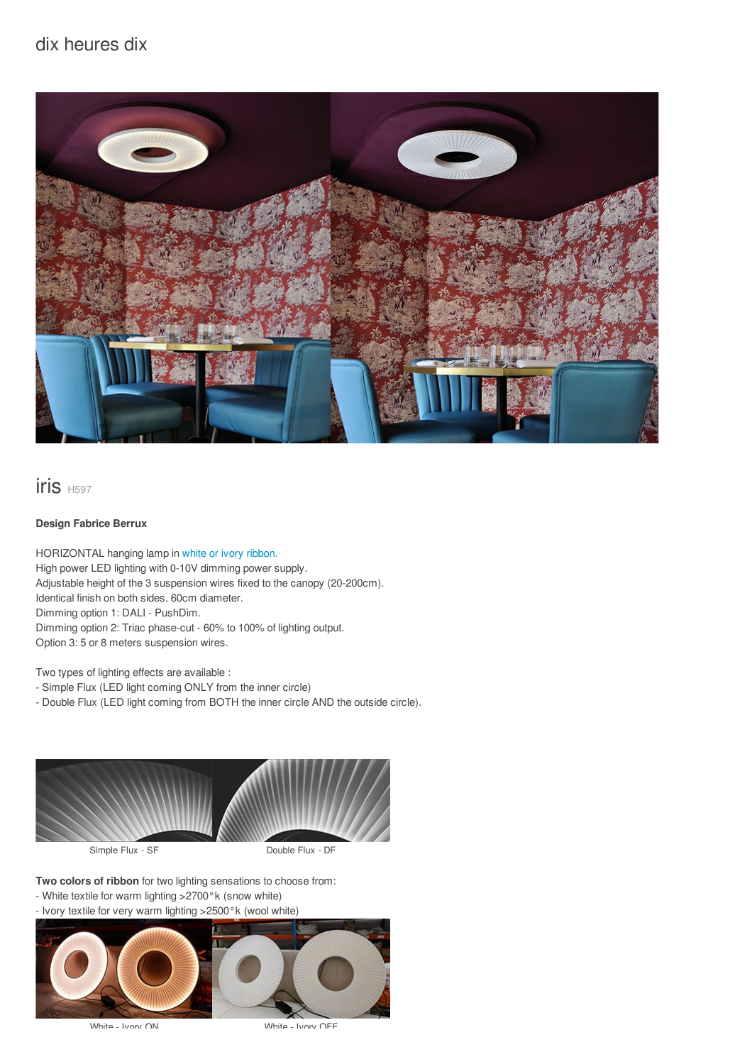dix heures dix

# iris H597

**Design Fabrice Berrux**

HORIZONTAL hanging lamp in white or ivory ribbon.
High power LED lighting with 0-10V dimming power supply.
Adjustable height of the 3 suspension wires fixed to the canopy (20-200cm).
Identical finish on both sides. 60cm diameter.
Dimming option 1: DALI - PushDim.
Dimming option 2: Triac phase-cut - 60% to 100% of lighting output.
Option 3: 5 or 8 meters suspension wires.

Two types of lighting effects are available :
- Simple Flux (LED light coming ONLY from the inner circle)
- Double Flux (LED light coming from BOTH the inner circle AND the outside circle).

Simple Flux - SF

Double Flux - DF

**Two colors of ribbon** for two lighting sensations to choose from:
- White textile for warm lighting >2700°k (snow white)
- Ivory textile for very warm lighting >2500°k (wool white)

White - Ivory ON

White - Ivory OFF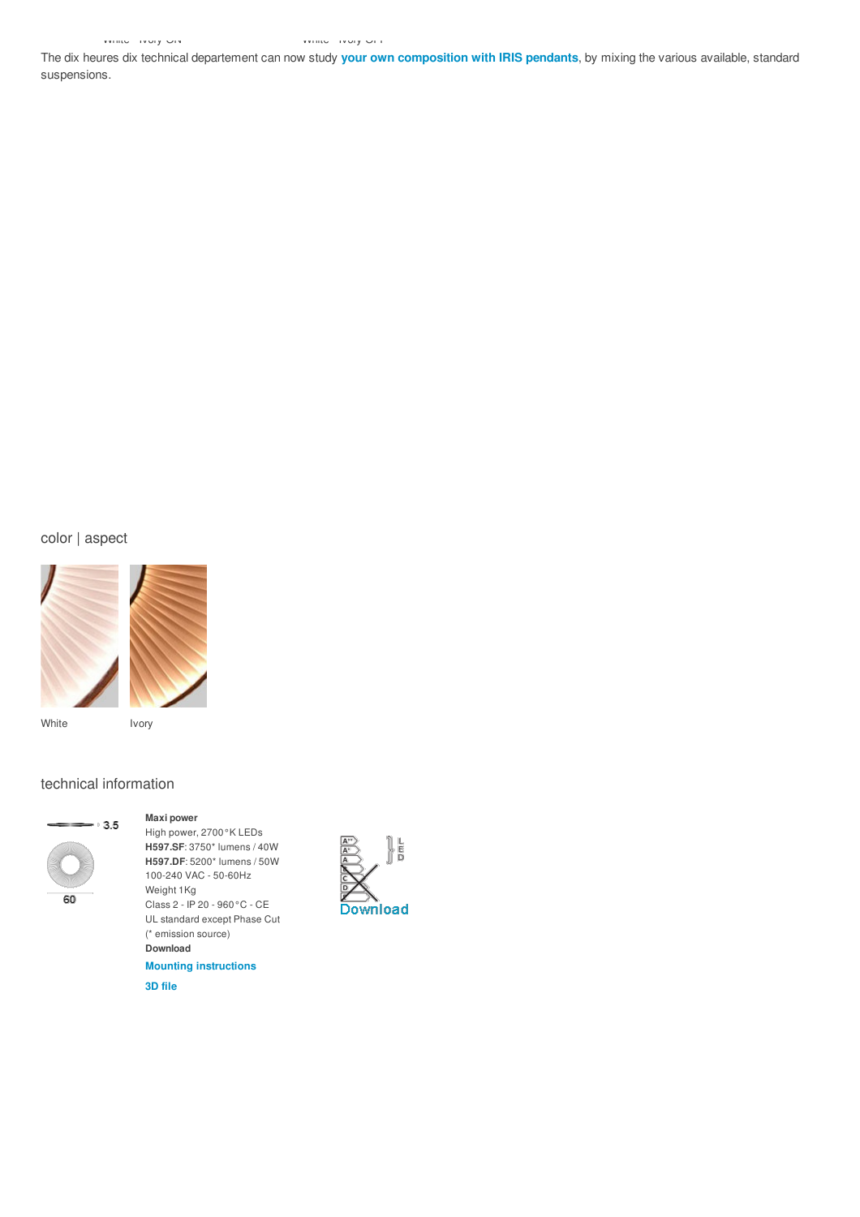The dix heures dix technical departement can now study **your own composition with IRIS pendants**, by mixing the various available, standard suspensions.

## color | aspect

White

Ivory

## technical information

3.5

60

**Maxi power**
High power, 2700°K LEDs
**H597.SF**: 3750* lumens / 40W
**H597.DF**: 5200* lumens / 50W
100-240 VAC - 50-60Hz
Weight 1Kg
Class 2 - IP 20 - 960°C - CE
UL standard except Phase Cut
(* emission source)
**Download**

**Mounting instructions**

**3D file**

Download